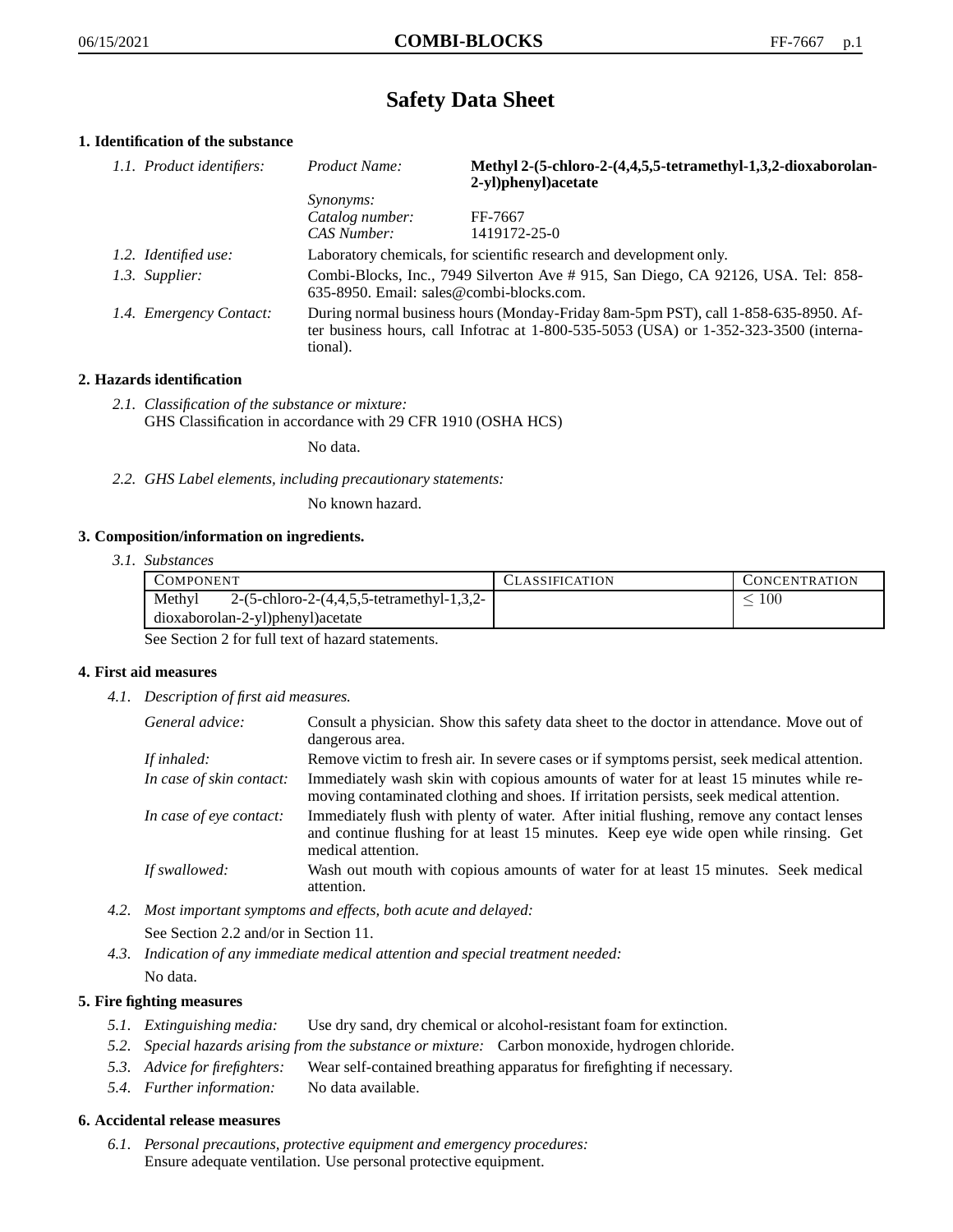# Safety Data Sheet

## 1. Identification of the substance

| | | |
|---|---|---|
| *1.1. Product identifiers:* | *Product Name:* | **Methyl 2-(5-chloro-2-(4,4,5,5-tetramethyl-1,3,2-dioxaborolan-2-yl)phenyl)acetate** |
| | *Synonyms:* | |
| | *Catalog number:* | FF-7667 |
| | *CAS Number:* | 1419172-25-0 |
| *1.2. Identified use:* | Laboratory chemicals, for scientific research and development only. | |
| *1.3. Supplier:* | Combi-Blocks, Inc., 7949 Silverton Ave # 915, San Diego, CA 92126, USA. Tel: 858-635-8950. Email: sales@combi-blocks.com. | |
| *1.4. Emergency Contact:* | During normal business hours (Monday-Friday 8am-5pm PST), call 1-858-635-8950. After business hours, call Infotrac at 1-800-535-5053 (USA) or 1-352-323-3500 (international). | |

## 2. Hazards identification

*2.1. Classification of the substance or mixture:*
GHS Classification in accordance with 29 CFR 1910 (OSHA HCS)

No data.

*2.2. GHS Label elements, including precautionary statements:*

No known hazard.

## 3. Composition/information on ingredients.

*3.1. Substances*

| COMPONENT | CLASSIFICATION | CONCENTRATION |
|---|---|---|
| Methyl 2-(5-chloro-2-(4,4,5,5-tetramethyl-1,3,2-dioxaborolan-2-yl)phenyl)acetate | | $\leq 100$ |

See Section 2 for full text of hazard statements.

## 4. First aid measures

*4.1. Description of first aid measures.*

| | |
|---|---|
| *General advice:* | Consult a physician. Show this safety data sheet to the doctor in attendance. Move out of dangerous area. |
| *If inhaled:* | Remove victim to fresh air. In severe cases or if symptoms persist, seek medical attention. |
| *In case of skin contact:* | Immediately wash skin with copious amounts of water for at least 15 minutes while removing contaminated clothing and shoes. If irritation persists, seek medical attention. |
| *In case of eye contact:* | Immediately flush with plenty of water. After initial flushing, remove any contact lenses and continue flushing for at least 15 minutes. Keep eye wide open while rinsing. Get medical attention. |
| *If swallowed:* | Wash out mouth with copious amounts of water for at least 15 minutes. Seek medical attention. |

*4.2. Most important symptoms and effects, both acute and delayed:*

See Section 2.2 and/or in Section 11.

*4.3. Indication of any immediate medical attention and special treatment needed:*

No data.

## 5. Fire fighting measures

*5.1. Extinguishing media:* Use dry sand, dry chemical or alcohol-resistant foam for extinction.

*5.2. Special hazards arising from the substance or mixture:* Carbon monoxide, hydrogen chloride.

*5.3. Advice for firefighters:* Wear self-contained breathing apparatus for firefighting if necessary.

*5.4. Further information:* No data available.

## 6. Accidental release measures

*6.1. Personal precautions, protective equipment and emergency procedures:*
Ensure adequate ventilation. Use personal protective equipment.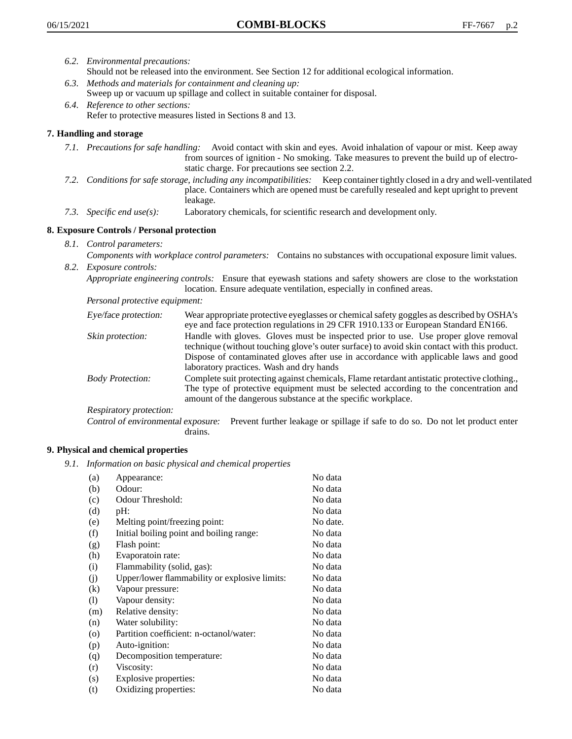*6.2. Environmental precautions:*
Should not be released into the environment. See Section 12 for additional ecological information.

*6.3. Methods and materials for containment and cleaning up:*
Sweep up or vacuum up spillage and collect in suitable container for disposal.

*6.4. Reference to other sections:*
Refer to protective measures listed in Sections 8 and 13.

## 7. Handling and storage

*7.1. Precautions for safe handling:* Avoid contact with skin and eyes. Avoid inhalation of vapour or mist. Keep away from sources of ignition - No smoking. Take measures to prevent the build up of electrostatic charge. For precautions see section 2.2.

*7.2. Conditions for safe storage, including any incompatibilities:* Keep container tightly closed in a dry and well-ventilated place. Containers which are opened must be carefully resealed and kept upright to prevent leakage.

*7.3. Specific end use(s):* Laboratory chemicals, for scientific research and development only.

## 8. Exposure Controls / Personal protection

*8.1. Control parameters:*
*Components with workplace control parameters:* Contains no substances with occupational exposure limit values.

*8.2. Exposure controls:*
*Appropriate engineering controls:* Ensure that eyewash stations and safety showers are close to the workstation location. Ensure adequate ventilation, especially in confined areas.

*Personal protective equipment:*

*Eye/face protection:* Wear appropriate protective eyeglasses or chemical safety goggles as described by OSHA's eye and face protection regulations in 29 CFR 1910.133 or European Standard EN166.

*Skin protection:* Handle with gloves. Gloves must be inspected prior to use. Use proper glove removal technique (without touching glove's outer surface) to avoid skin contact with this product. Dispose of contaminated gloves after use in accordance with applicable laws and good laboratory practices. Wash and dry hands

*Body Protection:* Complete suit protecting against chemicals, Flame retardant antistatic protective clothing., The type of protective equipment must be selected according to the concentration and amount of the dangerous substance at the specific workplace.

*Respiratory protection:*

*Control of environmental exposure:* Prevent further leakage or spillage if safe to do so. Do not let product enter drains.

## 9. Physical and chemical properties

*9.1. Information on basic physical and chemical properties*

| | | |
|---|---|---|
| (a) | Appearance: | No data |
| (b) | Odour: | No data |
| (c) | Odour Threshold: | No data |
| (d) | pH: | No data |
| (e) | Melting point/freezing point: | No date. |
| (f) | Initial boiling point and boiling range: | No data |
| (g) | Flash point: | No data |
| (h) | Evaporatoin rate: | No data |
| (i) | Flammability (solid, gas): | No data |
| (j) | Upper/lower flammability or explosive limits: | No data |
| (k) | Vapour pressure: | No data |
| (l) | Vapour density: | No data |
| (m) | Relative density: | No data |
| (n) | Water solubility: | No data |
| (o) | Partition coefficient: n-octanol/water: | No data |
| (p) | Auto-ignition: | No data |
| (q) | Decomposition temperature: | No data |
| (r) | Viscosity: | No data |
| (s) | Explosive properties: | No data |
| (t) | Oxidizing properties: | No data |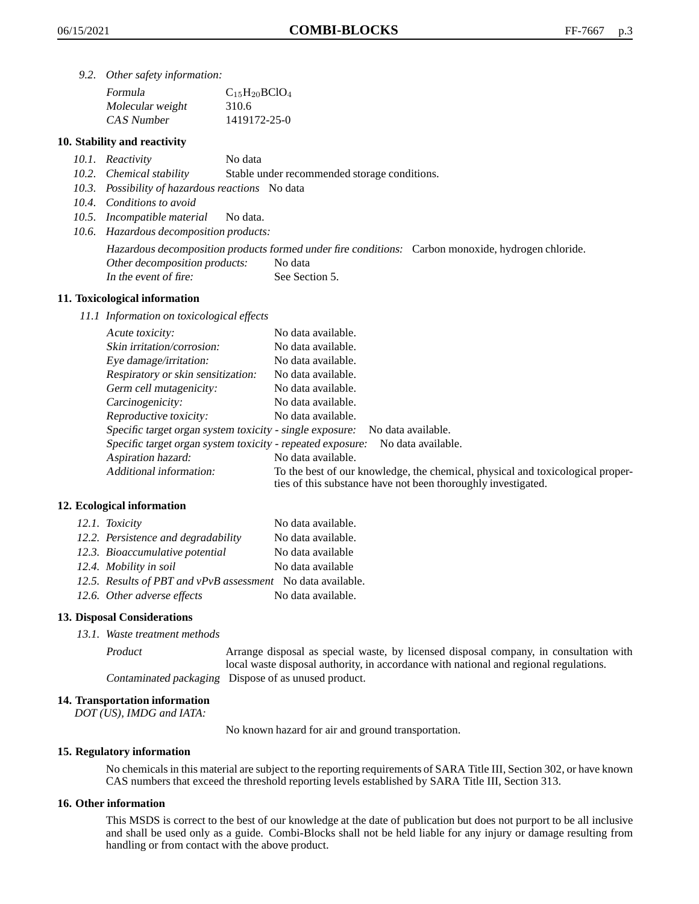*9.2. Other safety information:*

| | |
|---|---|
| *Formula* | $C_{15}H_{20}BClO_4$ |
| *Molecular weight* | 310.6 |
| *CAS Number* | 1419172-25-0 |

## 10. Stability and reactivity

*10.1. Reactivity* No data

*10.2. Chemical stability* Stable under recommended storage conditions.

*10.3. Possibility of hazardous reactions* No data

*10.4. Conditions to avoid*

*10.5. Incompatible material* No data.

*10.6. Hazardous decomposition products:*

*Hazardous decomposition products formed under fire conditions:* Carbon monoxide, hydrogen chloride.

*Other decomposition products:* No data

*In the event of fire:* See Section 5.

## 11. Toxicological information

*11.1 Information on toxicological effects*

| | |
|---|---|
| *Acute toxicity:* | No data available. |
| *Skin irritation/corrosion:* | No data available. |
| *Eye damage/irritation:* | No data available. |
| *Respiratory or skin sensitization:* | No data available. |
| *Germ cell mutagenicity:* | No data available. |
| *Carcinogenicity:* | No data available. |
| *Reproductive toxicity:* | No data available. |
| *Specific target organ system toxicity - single exposure:* | No data available. |
| *Specific target organ system toxicity - repeated exposure:* | No data available. |
| *Aspiration hazard:* | No data available. |
| *Additional information:* | To the best of our knowledge, the chemical, physical and toxicological properties of this substance have not been thoroughly investigated. |

## 12. Ecological information

| | |
|---|---|
| *12.1. Toxicity* | No data available. |
| *12.2. Persistence and degradability* | No data available. |
| *12.3. Bioaccumulative potential* | No data available |
| *12.4. Mobility in soil* | No data available |
| *12.5. Results of PBT and vPvB assessment* | No data available. |
| *12.6. Other adverse effects* | No data available. |

## 13. Disposal Considerations

*13.1. Waste treatment methods*

*Product* Arrange disposal as special waste, by licensed disposal company, in consultation with local waste disposal authority, in accordance with national and regional regulations.

*Contaminated packaging* Dispose of as unused product.

## 14. Transportation information

*DOT (US), IMDG and IATA:*

No known hazard for air and ground transportation.

## 15. Regulatory information

No chemicals in this material are subject to the reporting requirements of SARA Title III, Section 302, or have known CAS numbers that exceed the threshold reporting levels established by SARA Title III, Section 313.

## 16. Other information

This MSDS is correct to the best of our knowledge at the date of publication but does not purport to be all inclusive and shall be used only as a guide. Combi-Blocks shall not be held liable for any injury or damage resulting from handling or from contact with the above product.